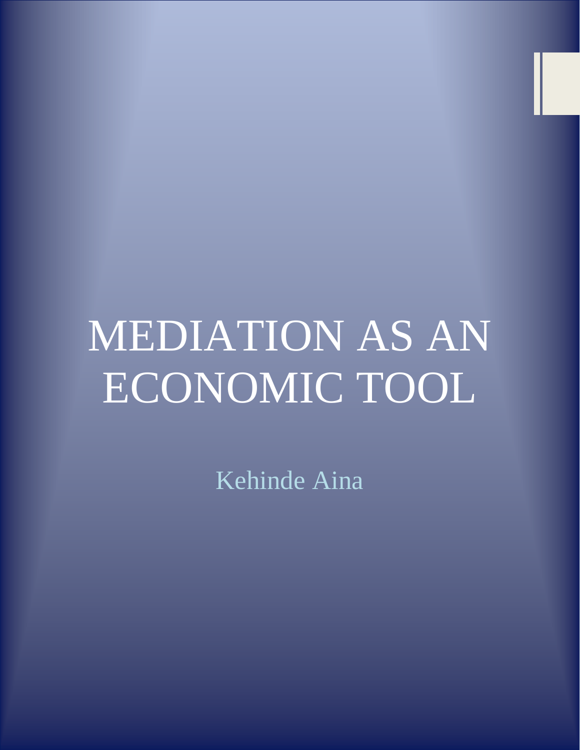# MEDIATION AS AN ECONOMIC TOOL

Kehinde Aina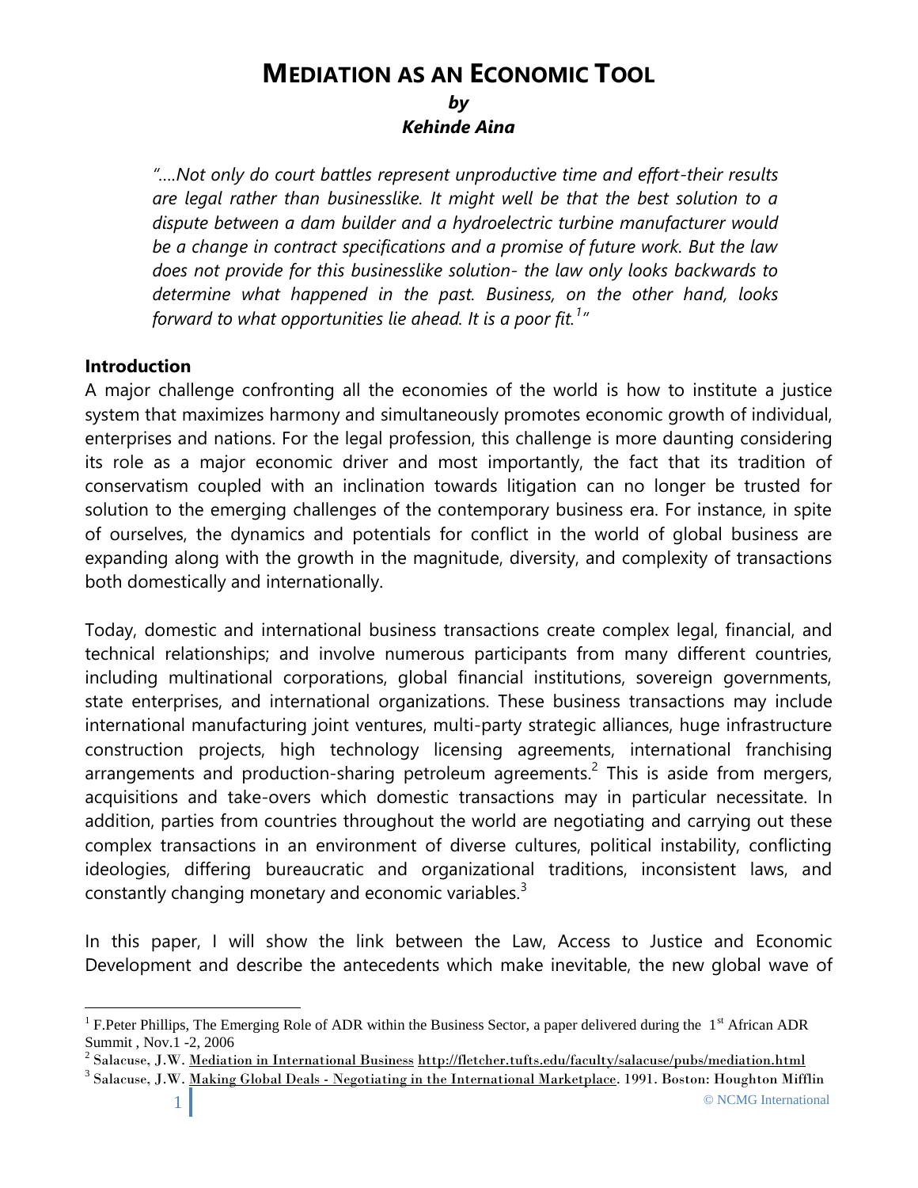# MEDIATION AS AN ECONOMIC TOOL

***by***

***Kehinde Aina***

*"….Not only do court battles represent unproductive time and effort-their results are legal rather than businesslike. It might well be that the best solution to a dispute between a dam builder and a hydroelectric turbine manufacturer would be a change in contract specifications and a promise of future work. But the law does not provide for this businesslike solution- the law only looks backwards to determine what happened in the past. Business, on the other hand, looks forward to what opportunities lie ahead. It is a poor fit.[1]"*

**Introduction**

A major challenge confronting all the economies of the world is how to institute a justice system that maximizes harmony and simultaneously promotes economic growth of individual, enterprises and nations. For the legal profession, this challenge is more daunting considering its role as a major economic driver and most importantly, the fact that its tradition of conservatism coupled with an inclination towards litigation can no longer be trusted for solution to the emerging challenges of the contemporary business era. For instance, in spite of ourselves, the dynamics and potentials for conflict in the world of global business are expanding along with the growth in the magnitude, diversity, and complexity of transactions both domestically and internationally.

Today, domestic and international business transactions create complex legal, financial, and technical relationships; and involve numerous participants from many different countries, including multinational corporations, global financial institutions, sovereign governments, state enterprises, and international organizations. These business transactions may include international manufacturing joint ventures, multi-party strategic alliances, huge infrastructure construction projects, high technology licensing agreements, international franchising arrangements and production-sharing petroleum agreements.[2] This is aside from mergers, acquisitions and take-overs which domestic transactions may in particular necessitate. In addition, parties from countries throughout the world are negotiating and carrying out these complex transactions in an environment of diverse cultures, political instability, conflicting ideologies, differing bureaucratic and organizational traditions, inconsistent laws, and constantly changing monetary and economic variables.[3]

In this paper, I will show the link between the Law, Access to Justice and Economic Development and describe the antecedents which make inevitable, the new global wave of

---

[1] F.Peter Phillips, The Emerging Role of ADR within the Business Sector, a paper delivered during the 1st African ADR Summit , Nov.1 -2, 2006

[2] Salacuse, J.W. Mediation in International Business http://fletcher.tufts.edu/faculty/salacuse/pubs/mediation.html

[3] Salacuse, J.W. Making Global Deals - Negotiating in the International Marketplace. 1991. Boston: Houghton Mifflin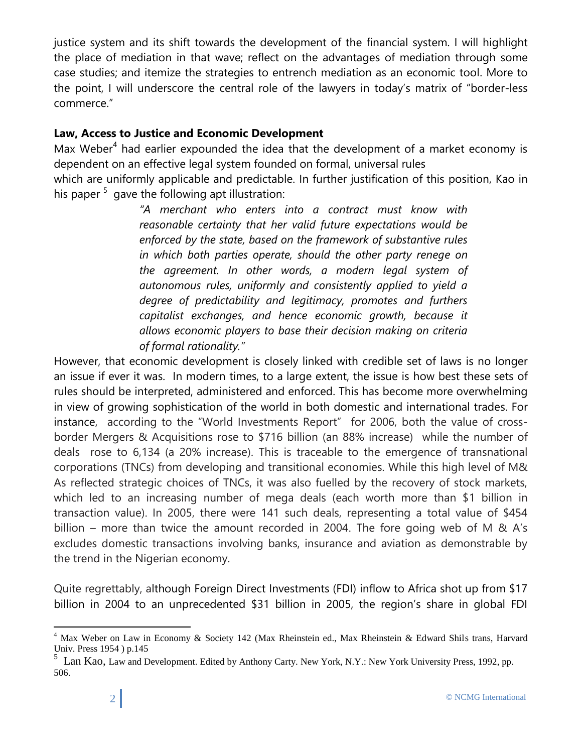justice system and its shift towards the development of the financial system. I will highlight the place of mediation in that wave; reflect on the advantages of mediation through some case studies; and itemize the strategies to entrench mediation as an economic tool. More to the point, I will underscore the central role of the lawyers in today's matrix of "border-less commerce."

**Law, Access to Justice and Economic Development**

Max Weber[4] had earlier expounded the idea that the development of a market economy is dependent on an effective legal system founded on formal, universal rules which are uniformly applicable and predictable. In further justification of this position, Kao in his paper [5] gave the following apt illustration:

> *"A merchant who enters into a contract must know with reasonable certainty that her valid future expectations would be enforced by the state, based on the framework of substantive rules in which both parties operate, should the other party renege on the agreement. In other words, a modern legal system of autonomous rules, uniformly and consistently applied to yield a degree of predictability and legitimacy, promotes and furthers capitalist exchanges, and hence economic growth, because it allows economic players to base their decision making on criteria of formal rationality."*

However, that economic development is closely linked with credible set of laws is no longer an issue if ever it was. In modern times, to a large extent, the issue is how best these sets of rules should be interpreted, administered and enforced. This has become more overwhelming in view of growing sophistication of the world in both domestic and international trades. For instance, according to the "World Investments Report" for 2006, both the value of cross-border Mergers & Acquisitions rose to $716 billion (an 88% increase) while the number of deals rose to 6,134 (a 20% increase). This is traceable to the emergence of transnational corporations (TNCs) from developing and transitional economies. While this high level of M& As reflected strategic choices of TNCs, it was also fuelled by the recovery of stock markets, which led to an increasing number of mega deals (each worth more than $1 billion in transaction value). In 2005, there were 141 such deals, representing a total value of $454 billion – more than twice the amount recorded in 2004. The fore going web of M & A's excludes domestic transactions involving banks, insurance and aviation as demonstrable by the trend in the Nigerian economy.

Quite regrettably, although Foreign Direct Investments (FDI) inflow to Africa shot up from $17 billion in 2004 to an unprecedented $31 billion in 2005, the region's share in global FDI

---

[4] Max Weber on Law in Economy & Society 142 (Max Rheinstein ed., Max Rheinstein & Edward Shils trans, Harvard Univ. Press 1954 ) p.145

[5] Lan Kao, Law and Development. Edited by Anthony Carty. New York, N.Y.: New York University Press, 1992, pp. 506.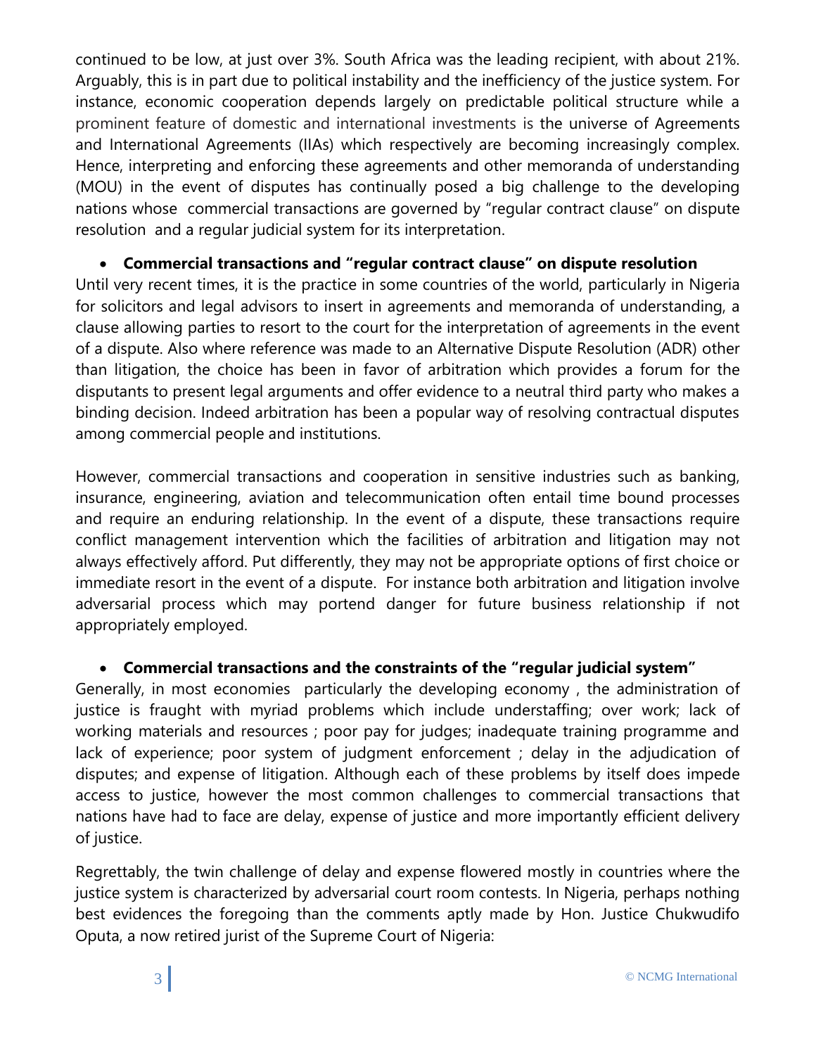continued to be low, at just over 3%. South Africa was the leading recipient, with about 21%. Arguably, this is in part due to political instability and the inefficiency of the justice system. For instance, economic cooperation depends largely on predictable political structure while a prominent feature of domestic and international investments is the universe of Agreements and International Agreements (IIAs) which respectively are becoming increasingly complex. Hence, interpreting and enforcing these agreements and other memoranda of understanding (MOU) in the event of disputes has continually posed a big challenge to the developing nations whose commercial transactions are governed by "regular contract clause" on dispute resolution and a regular judicial system for its interpretation.

- **Commercial transactions and "regular contract clause" on dispute resolution**

Until very recent times, it is the practice in some countries of the world, particularly in Nigeria for solicitors and legal advisors to insert in agreements and memoranda of understanding, a clause allowing parties to resort to the court for the interpretation of agreements in the event of a dispute. Also where reference was made to an Alternative Dispute Resolution (ADR) other than litigation, the choice has been in favor of arbitration which provides a forum for the disputants to present legal arguments and offer evidence to a neutral third party who makes a binding decision. Indeed arbitration has been a popular way of resolving contractual disputes among commercial people and institutions.

However, commercial transactions and cooperation in sensitive industries such as banking, insurance, engineering, aviation and telecommunication often entail time bound processes and require an enduring relationship. In the event of a dispute, these transactions require conflict management intervention which the facilities of arbitration and litigation may not always effectively afford. Put differently, they may not be appropriate options of first choice or immediate resort in the event of a dispute. For instance both arbitration and litigation involve adversarial process which may portend danger for future business relationship if not appropriately employed.

- **Commercial transactions and the constraints of the "regular judicial system"**

Generally, in most economies particularly the developing economy , the administration of justice is fraught with myriad problems which include understaffing; over work; lack of working materials and resources ; poor pay for judges; inadequate training programme and lack of experience; poor system of judgment enforcement ; delay in the adjudication of disputes; and expense of litigation. Although each of these problems by itself does impede access to justice, however the most common challenges to commercial transactions that nations have had to face are delay, expense of justice and more importantly efficient delivery of justice.

Regrettably, the twin challenge of delay and expense flowered mostly in countries where the justice system is characterized by adversarial court room contests. In Nigeria, perhaps nothing best evidences the foregoing than the comments aptly made by Hon. Justice Chukwudifo Oputa, a now retired jurist of the Supreme Court of Nigeria: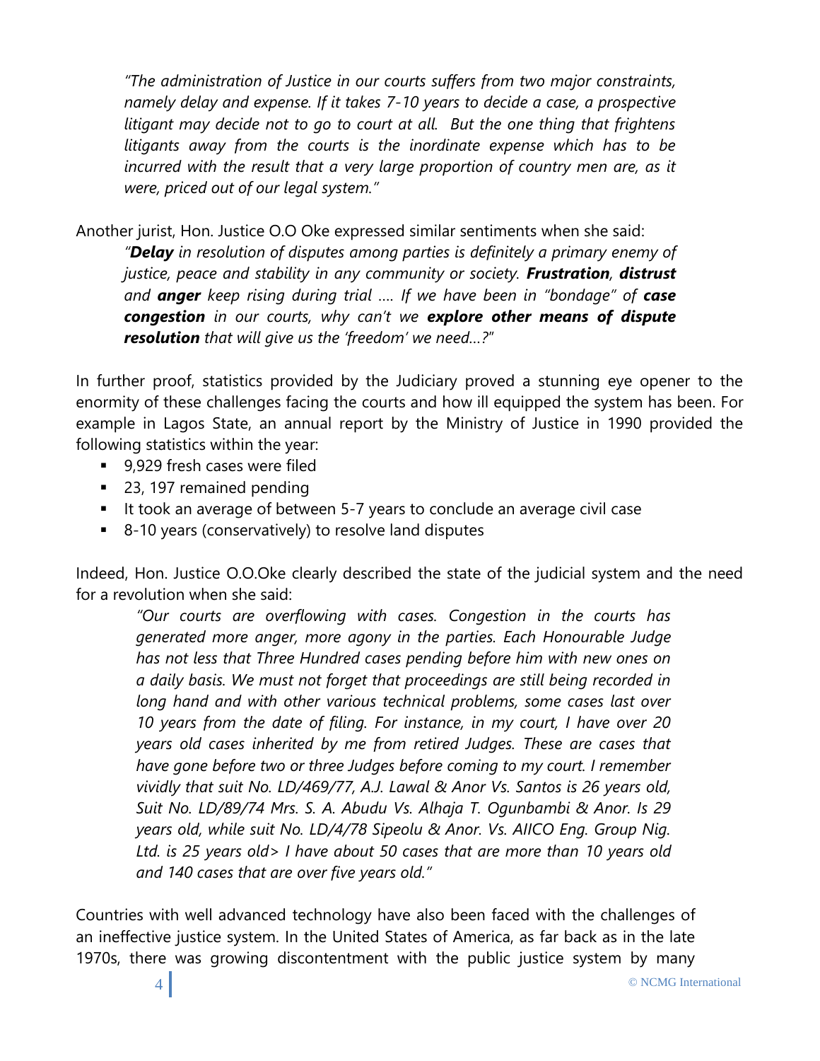> *"The administration of Justice in our courts suffers from two major constraints, namely delay and expense. If it takes 7-10 years to decide a case, a prospective litigant may decide not to go to court at all. But the one thing that frightens litigants away from the courts is the inordinate expense which has to be incurred with the result that a very large proportion of country men are, as it were, priced out of our legal system."*

Another jurist, Hon. Justice O.O Oke expressed similar sentiments when she said:

> *"**Delay** in resolution of disputes among parties is definitely a primary enemy of justice, peace and stability in any community or society. **Frustration**, **distrust** and **anger** keep rising during trial …. If we have been in "bondage" of **case congestion** in our courts, why can't we **explore other means of dispute resolution** that will give us the 'freedom' we need…?"*

In further proof, statistics provided by the Judiciary proved a stunning eye opener to the enormity of these challenges facing the courts and how ill equipped the system has been. For example in Lagos State, an annual report by the Ministry of Justice in 1990 provided the following statistics within the year:

- 9,929 fresh cases were filed
- 23, 197 remained pending
- It took an average of between 5-7 years to conclude an average civil case
- 8-10 years (conservatively) to resolve land disputes

Indeed, Hon. Justice O.O.Oke clearly described the state of the judicial system and the need for a revolution when she said:

> *"Our courts are overflowing with cases. Congestion in the courts has generated more anger, more agony in the parties. Each Honourable Judge has not less that Three Hundred cases pending before him with new ones on a daily basis. We must not forget that proceedings are still being recorded in long hand and with other various technical problems, some cases last over 10 years from the date of filing. For instance, in my court, I have over 20 years old cases inherited by me from retired Judges. These are cases that have gone before two or three Judges before coming to my court. I remember vividly that suit No. LD/469/77, A.J. Lawal & Anor Vs. Santos is 26 years old, Suit No. LD/89/74 Mrs. S. A. Abudu Vs. Alhaja T. Ogunbambi & Anor. Is 29 years old, while suit No. LD/4/78 Sipeolu & Anor. Vs. AIICO Eng. Group Nig. Ltd. is 25 years old> I have about 50 cases that are more than 10 years old and 140 cases that are over five years old."*

Countries with well advanced technology have also been faced with the challenges of an ineffective justice system. In the United States of America, as far back as in the late 1970s, there was growing discontentment with the public justice system by many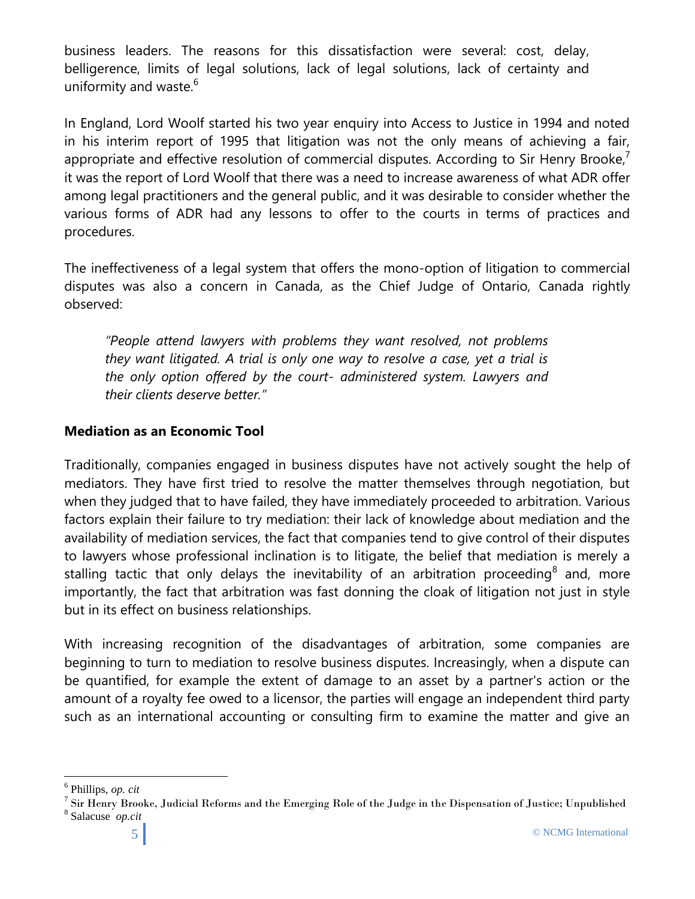business leaders. The reasons for this dissatisfaction were several: cost, delay, belligerence, limits of legal solutions, lack of legal solutions, lack of certainty and uniformity and waste.[6]

In England, Lord Woolf started his two year enquiry into Access to Justice in 1994 and noted in his interim report of 1995 that litigation was not the only means of achieving a fair, appropriate and effective resolution of commercial disputes. According to Sir Henry Brooke,[7] it was the report of Lord Woolf that there was a need to increase awareness of what ADR offer among legal practitioners and the general public, and it was desirable to consider whether the various forms of ADR had any lessons to offer to the courts in terms of practices and procedures.

The ineffectiveness of a legal system that offers the mono-option of litigation to commercial disputes was also a concern in Canada, as the Chief Judge of Ontario, Canada rightly observed:

> *"People attend lawyers with problems they want resolved, not problems they want litigated. A trial is only one way to resolve a case, yet a trial is the only option offered by the court- administered system. Lawyers and their clients deserve better."*

**Mediation as an Economic Tool**

Traditionally, companies engaged in business disputes have not actively sought the help of mediators. They have first tried to resolve the matter themselves through negotiation, but when they judged that to have failed, they have immediately proceeded to arbitration. Various factors explain their failure to try mediation: their lack of knowledge about mediation and the availability of mediation services, the fact that companies tend to give control of their disputes to lawyers whose professional inclination is to litigate, the belief that mediation is merely a stalling tactic that only delays the inevitability of an arbitration proceeding[8] and, more importantly, the fact that arbitration was fast donning the cloak of litigation not just in style but in its effect on business relationships.

With increasing recognition of the disadvantages of arbitration, some companies are beginning to turn to mediation to resolve business disputes. Increasingly, when a dispute can be quantified, for example the extent of damage to an asset by a partner's action or the amount of a royalty fee owed to a licensor, the parties will engage an independent third party such as an international accounting or consulting firm to examine the matter and give an

---

[6] Phillips, *op. cit*

[7] Sir Henry Brooke, Judicial Reforms and the Emerging Role of the Judge in the Dispensation of Justice; Unpublished

[8] Salacuse *op.cit*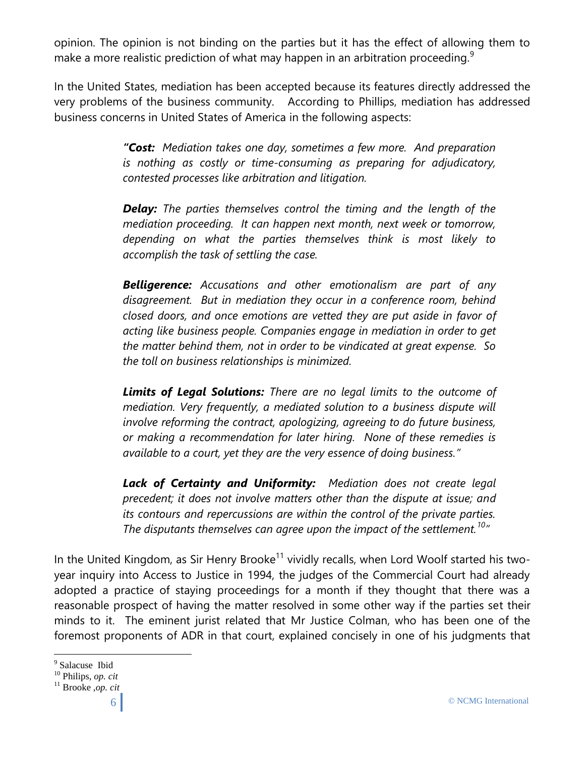opinion. The opinion is not binding on the parties but it has the effect of allowing them to make a more realistic prediction of what may happen in an arbitration proceeding.[9]

In the United States, mediation has been accepted because its features directly addressed the very problems of the business community. According to Phillips, mediation has addressed business concerns in United States of America in the following aspects:

> *"**Cost:** Mediation takes one day, sometimes a few more. And preparation is nothing as costly or time-consuming as preparing for adjudicatory, contested processes like arbitration and litigation.*
>
> ***Delay:** The parties themselves control the timing and the length of the mediation proceeding. It can happen next month, next week or tomorrow, depending on what the parties themselves think is most likely to accomplish the task of settling the case.*
>
> ***Belligerence:** Accusations and other emotionalism are part of any disagreement. But in mediation they occur in a conference room, behind closed doors, and once emotions are vetted they are put aside in favor of acting like business people. Companies engage in mediation in order to get the matter behind them, not in order to be vindicated at great expense. So the toll on business relationships is minimized.*
>
> ***Limits of Legal Solutions:** There are no legal limits to the outcome of mediation. Very frequently, a mediated solution to a business dispute will involve reforming the contract, apologizing, agreeing to do future business, or making a recommendation for later hiring. None of these remedies is available to a court, yet they are the very essence of doing business."*
>
> ***Lack of Certainty and Uniformity:** Mediation does not create legal precedent; it does not involve matters other than the dispute at issue; and its contours and repercussions are within the control of the private parties. The disputants themselves can agree upon the impact of the settlement.[10]"*

In the United Kingdom, as Sir Henry Brooke[11] vividly recalls, when Lord Woolf started his two-year inquiry into Access to Justice in 1994, the judges of the Commercial Court had already adopted a practice of staying proceedings for a month if they thought that there was a reasonable prospect of having the matter resolved in some other way if the parties set their minds to it. The eminent jurist related that Mr Justice Colman, who has been one of the foremost proponents of ADR in that court, explained concisely in one of his judgments that

---

[9] Salacuse Ibid

[10] Philips, *op. cit*

[11] Brooke ,*op. cit*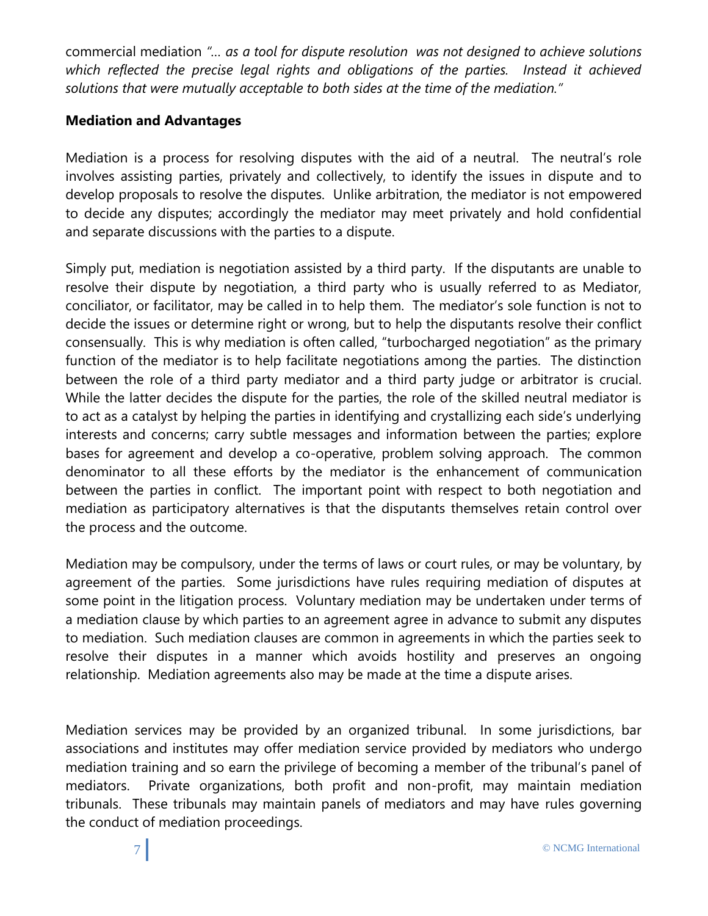commercial mediation *"… as a tool for dispute resolution was not designed to achieve solutions which reflected the precise legal rights and obligations of the parties. Instead it achieved solutions that were mutually acceptable to both sides at the time of the mediation."*

**Mediation and Advantages**

Mediation is a process for resolving disputes with the aid of a neutral. The neutral's role involves assisting parties, privately and collectively, to identify the issues in dispute and to develop proposals to resolve the disputes. Unlike arbitration, the mediator is not empowered to decide any disputes; accordingly the mediator may meet privately and hold confidential and separate discussions with the parties to a dispute.

Simply put, mediation is negotiation assisted by a third party. If the disputants are unable to resolve their dispute by negotiation, a third party who is usually referred to as Mediator, conciliator, or facilitator, may be called in to help them. The mediator's sole function is not to decide the issues or determine right or wrong, but to help the disputants resolve their conflict consensually. This is why mediation is often called, "turbocharged negotiation" as the primary function of the mediator is to help facilitate negotiations among the parties. The distinction between the role of a third party mediator and a third party judge or arbitrator is crucial. While the latter decides the dispute for the parties, the role of the skilled neutral mediator is to act as a catalyst by helping the parties in identifying and crystallizing each side's underlying interests and concerns; carry subtle messages and information between the parties; explore bases for agreement and develop a co-operative, problem solving approach. The common denominator to all these efforts by the mediator is the enhancement of communication between the parties in conflict. The important point with respect to both negotiation and mediation as participatory alternatives is that the disputants themselves retain control over the process and the outcome.

Mediation may be compulsory, under the terms of laws or court rules, or may be voluntary, by agreement of the parties. Some jurisdictions have rules requiring mediation of disputes at some point in the litigation process. Voluntary mediation may be undertaken under terms of a mediation clause by which parties to an agreement agree in advance to submit any disputes to mediation. Such mediation clauses are common in agreements in which the parties seek to resolve their disputes in a manner which avoids hostility and preserves an ongoing relationship. Mediation agreements also may be made at the time a dispute arises.

Mediation services may be provided by an organized tribunal. In some jurisdictions, bar associations and institutes may offer mediation service provided by mediators who undergo mediation training and so earn the privilege of becoming a member of the tribunal's panel of mediators. Private organizations, both profit and non-profit, may maintain mediation tribunals. These tribunals may maintain panels of mediators and may have rules governing the conduct of mediation proceedings.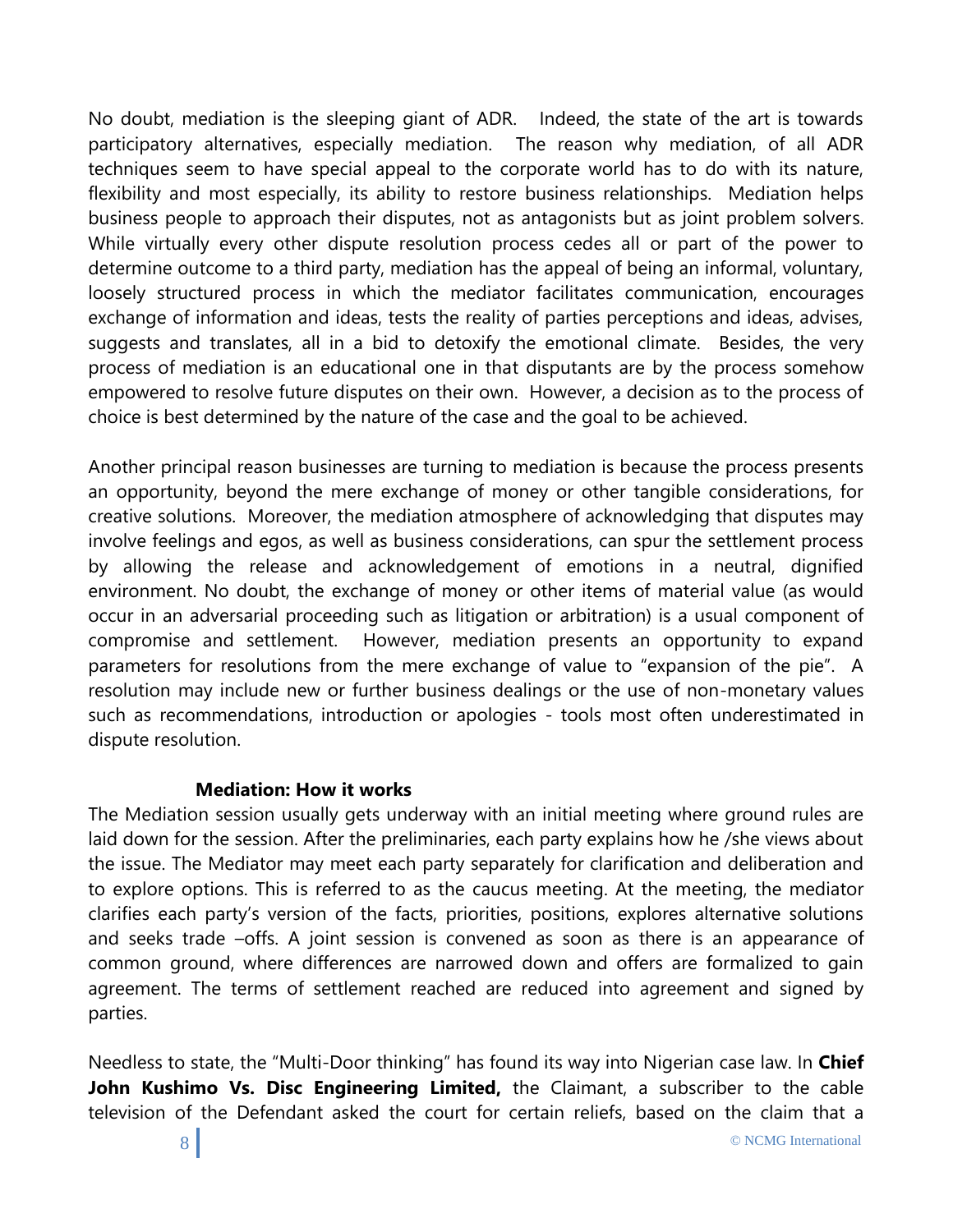No doubt, mediation is the sleeping giant of ADR. Indeed, the state of the art is towards participatory alternatives, especially mediation. The reason why mediation, of all ADR techniques seem to have special appeal to the corporate world has to do with its nature, flexibility and most especially, its ability to restore business relationships. Mediation helps business people to approach their disputes, not as antagonists but as joint problem solvers. While virtually every other dispute resolution process cedes all or part of the power to determine outcome to a third party, mediation has the appeal of being an informal, voluntary, loosely structured process in which the mediator facilitates communication, encourages exchange of information and ideas, tests the reality of parties perceptions and ideas, advises, suggests and translates, all in a bid to detoxify the emotional climate. Besides, the very process of mediation is an educational one in that disputants are by the process somehow empowered to resolve future disputes on their own. However, a decision as to the process of choice is best determined by the nature of the case and the goal to be achieved.

Another principal reason businesses are turning to mediation is because the process presents an opportunity, beyond the mere exchange of money or other tangible considerations, for creative solutions. Moreover, the mediation atmosphere of acknowledging that disputes may involve feelings and egos, as well as business considerations, can spur the settlement process by allowing the release and acknowledgement of emotions in a neutral, dignified environment. No doubt, the exchange of money or other items of material value (as would occur in an adversarial proceeding such as litigation or arbitration) is a usual component of compromise and settlement. However, mediation presents an opportunity to expand parameters for resolutions from the mere exchange of value to "expansion of the pie". A resolution may include new or further business dealings or the use of non-monetary values such as recommendations, introduction or apologies - tools most often underestimated in dispute resolution.

**Mediation: How it works**

The Mediation session usually gets underway with an initial meeting where ground rules are laid down for the session. After the preliminaries, each party explains how he /she views about the issue. The Mediator may meet each party separately for clarification and deliberation and to explore options. This is referred to as the caucus meeting. At the meeting, the mediator clarifies each party's version of the facts, priorities, positions, explores alternative solutions and seeks trade –offs. A joint session is convened as soon as there is an appearance of common ground, where differences are narrowed down and offers are formalized to gain agreement. The terms of settlement reached are reduced into agreement and signed by parties.

Needless to state, the "Multi-Door thinking" has found its way into Nigerian case law. In **Chief John Kushimo Vs. Disc Engineering Limited,** the Claimant, a subscriber to the cable television of the Defendant asked the court for certain reliefs, based on the claim that a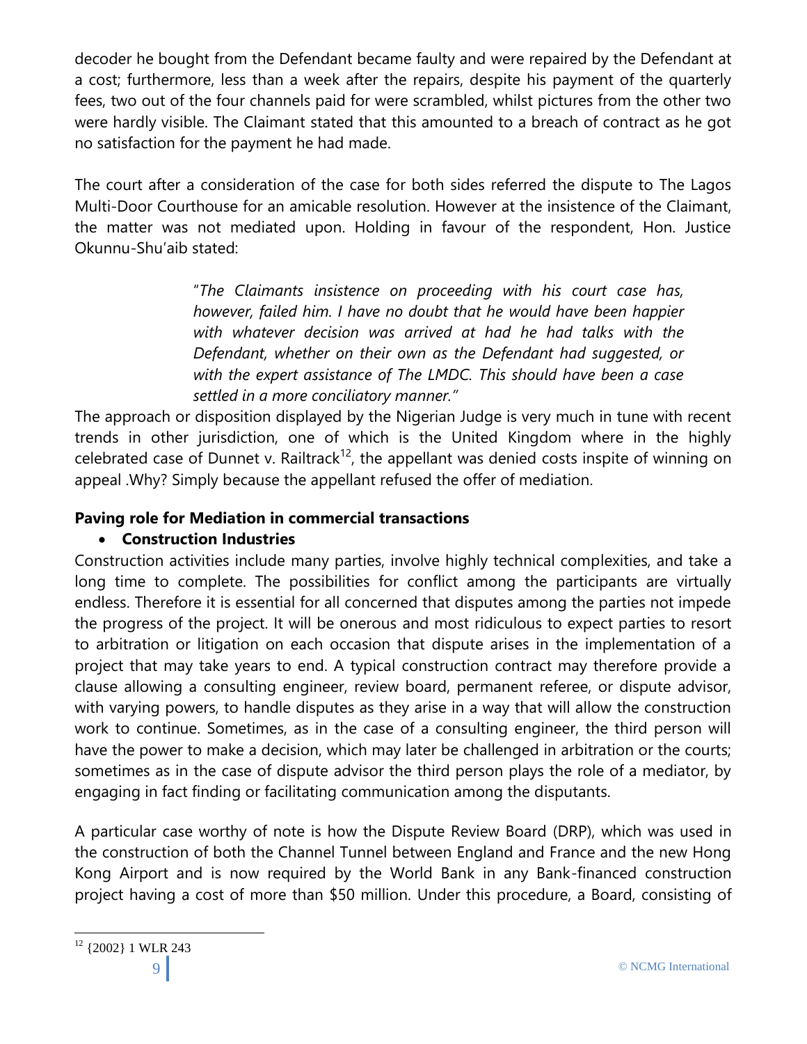decoder he bought from the Defendant became faulty and were repaired by the Defendant at a cost; furthermore, less than a week after the repairs, despite his payment of the quarterly fees, two out of the four channels paid for were scrambled, whilst pictures from the other two were hardly visible. The Claimant stated that this amounted to a breach of contract as he got no satisfaction for the payment he had made.

The court after a consideration of the case for both sides referred the dispute to The Lagos Multi-Door Courthouse for an amicable resolution. However at the insistence of the Claimant, the matter was not mediated upon. Holding in favour of the respondent, Hon. Justice Okunnu-Shu'aib stated:

> "*The Claimants insistence on proceeding with his court case has, however, failed him. I have no doubt that he would have been happier with whatever decision was arrived at had he had talks with the Defendant, whether on their own as the Defendant had suggested, or with the expert assistance of The LMDC. This should have been a case settled in a more conciliatory manner.*"

The approach or disposition displayed by the Nigerian Judge is very much in tune with recent trends in other jurisdiction, one of which is the United Kingdom where in the highly celebrated case of Dunnet v. Railtrack[12], the appellant was denied costs inspite of winning on appeal .Why? Simply because the appellant refused the offer of mediation.

**Paving role for Mediation in commercial transactions**

- **Construction Industries**

Construction activities include many parties, involve highly technical complexities, and take a long time to complete. The possibilities for conflict among the participants are virtually endless. Therefore it is essential for all concerned that disputes among the parties not impede the progress of the project. It will be onerous and most ridiculous to expect parties to resort to arbitration or litigation on each occasion that dispute arises in the implementation of a project that may take years to end. A typical construction contract may therefore provide a clause allowing a consulting engineer, review board, permanent referee, or dispute advisor, with varying powers, to handle disputes as they arise in a way that will allow the construction work to continue. Sometimes, as in the case of a consulting engineer, the third person will have the power to make a decision, which may later be challenged in arbitration or the courts; sometimes as in the case of dispute advisor the third person plays the role of a mediator, by engaging in fact finding or facilitating communication among the disputants.

A particular case worthy of note is how the Dispute Review Board (DRP), which was used in the construction of both the Channel Tunnel between England and France and the new Hong Kong Airport and is now required by the World Bank in any Bank-financed construction project having a cost of more than $50 million. Under this procedure, a Board, consisting of

[12] {2002} 1 WLR 243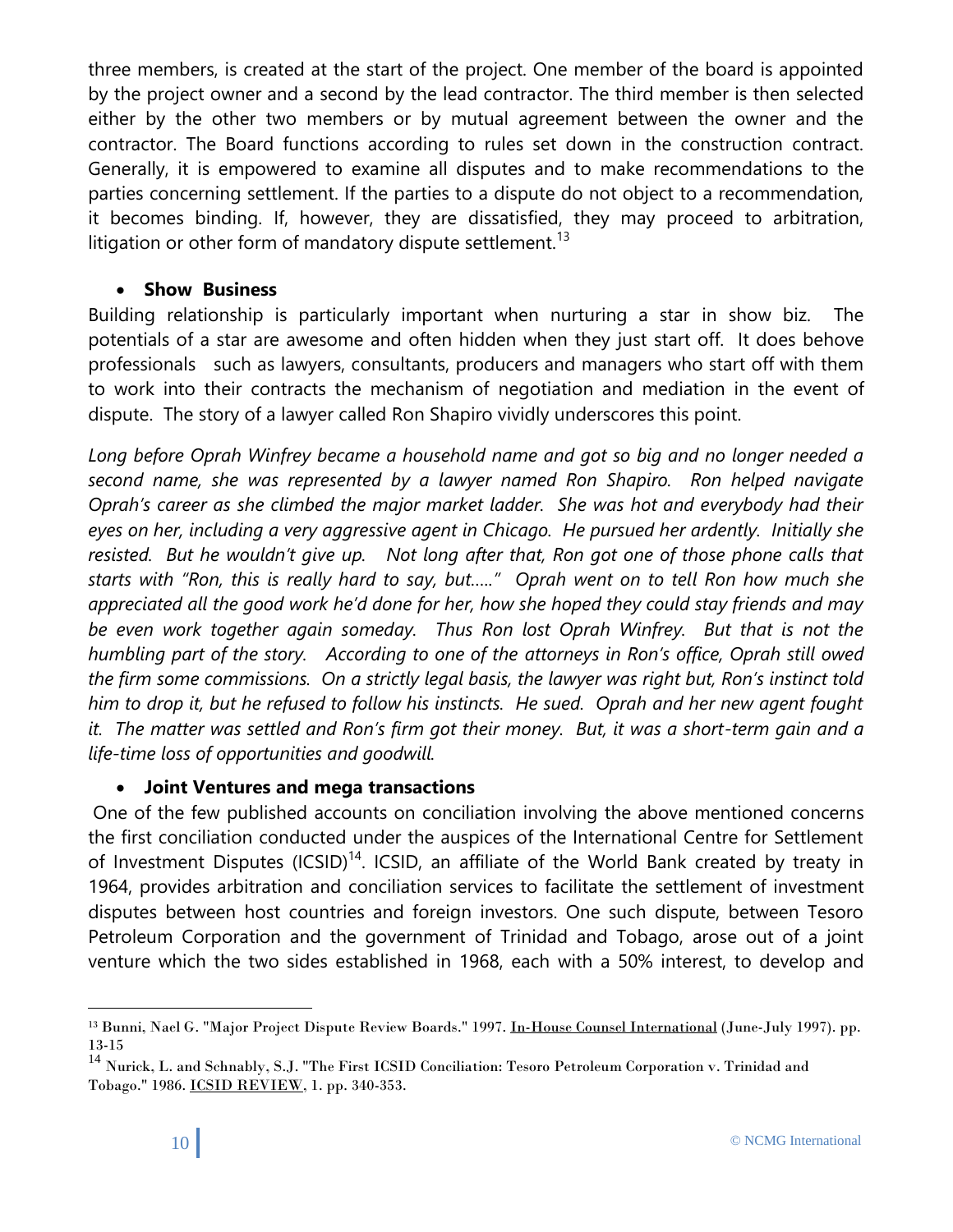three members, is created at the start of the project. One member of the board is appointed by the project owner and a second by the lead contractor. The third member is then selected either by the other two members or by mutual agreement between the owner and the contractor. The Board functions according to rules set down in the construction contract. Generally, it is empowered to examine all disputes and to make recommendations to the parties concerning settlement. If the parties to a dispute do not object to a recommendation, it becomes binding. If, however, they are dissatisfied, they may proceed to arbitration, litigation or other form of mandatory dispute settlement.[13]

- **Show Business**

Building relationship is particularly important when nurturing a star in show biz. The potentials of a star are awesome and often hidden when they just start off. It does behove professionals such as lawyers, consultants, producers and managers who start off with them to work into their contracts the mechanism of negotiation and mediation in the event of dispute. The story of a lawyer called Ron Shapiro vividly underscores this point.

*Long before Oprah Winfrey became a household name and got so big and no longer needed a second name, she was represented by a lawyer named Ron Shapiro. Ron helped navigate Oprah's career as she climbed the major market ladder. She was hot and everybody had their eyes on her, including a very aggressive agent in Chicago. He pursued her ardently. Initially she resisted. But he wouldn't give up. Not long after that, Ron got one of those phone calls that starts with "Ron, this is really hard to say, but….." Oprah went on to tell Ron how much she appreciated all the good work he'd done for her, how she hoped they could stay friends and may be even work together again someday. Thus Ron lost Oprah Winfrey. But that is not the humbling part of the story. According to one of the attorneys in Ron's office, Oprah still owed the firm some commissions. On a strictly legal basis, the lawyer was right but, Ron's instinct told him to drop it, but he refused to follow his instincts. He sued. Oprah and her new agent fought it. The matter was settled and Ron's firm got their money. But, it was a short-term gain and a life-time loss of opportunities and goodwill.*

- **Joint Ventures and mega transactions**

One of the few published accounts on conciliation involving the above mentioned concerns the first conciliation conducted under the auspices of the International Centre for Settlement of Investment Disputes (ICSID)[14]. ICSID, an affiliate of the World Bank created by treaty in 1964, provides arbitration and conciliation services to facilitate the settlement of investment disputes between host countries and foreign investors. One such dispute, between Tesoro Petroleum Corporation and the government of Trinidad and Tobago, arose out of a joint venture which the two sides established in 1968, each with a 50% interest, to develop and

---

[13] Bunni, Nael G. "Major Project Dispute Review Boards." 1997. In-House Counsel International (June-July 1997). pp. 13-15

[14] Nurick, L. and Schnably, S.J. "The First ICSID Conciliation: Tesoro Petroleum Corporation v. Trinidad and Tobago." 1986. ICSID REVIEW, 1. pp. 340-353.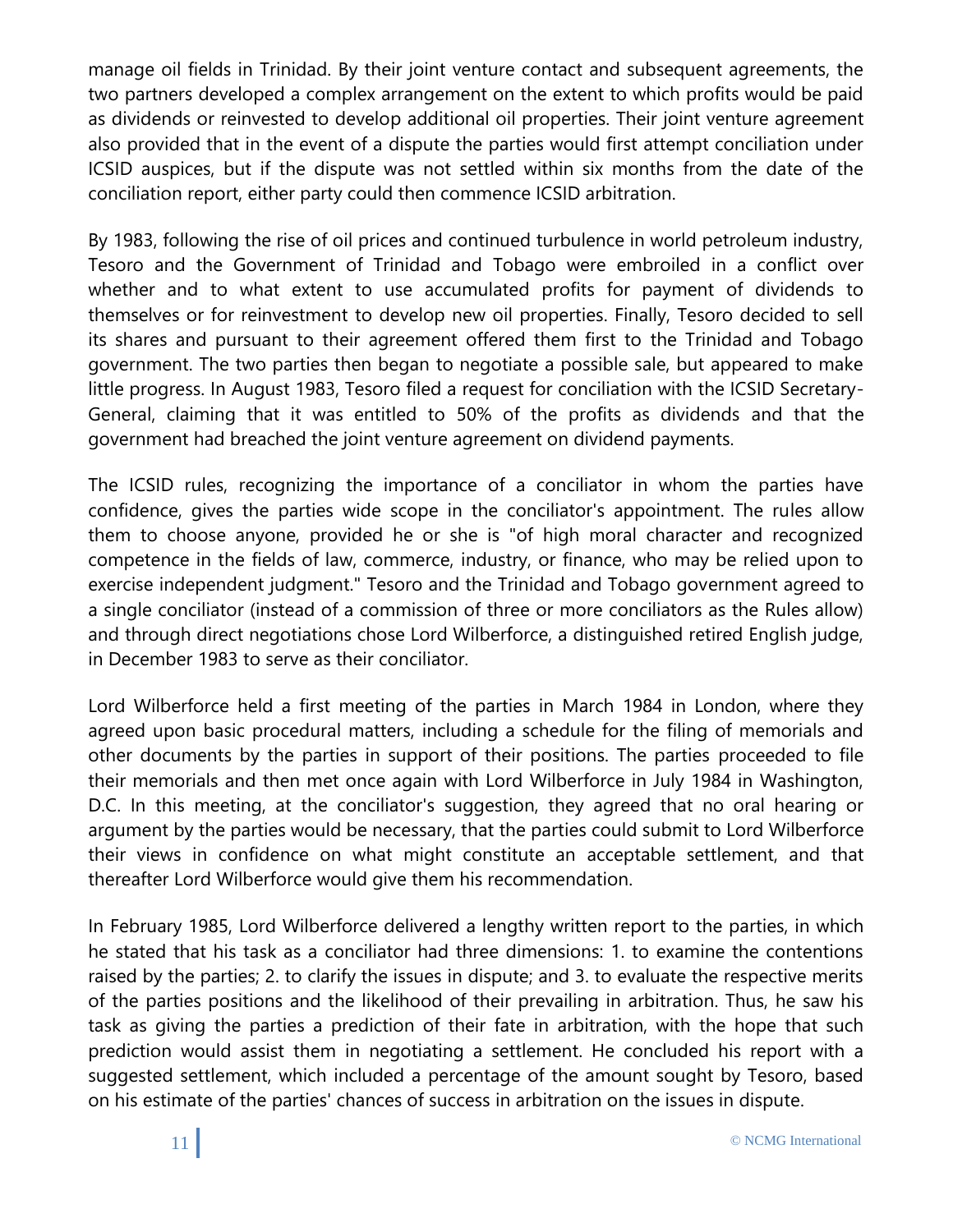manage oil fields in Trinidad. By their joint venture contact and subsequent agreements, the two partners developed a complex arrangement on the extent to which profits would be paid as dividends or reinvested to develop additional oil properties. Their joint venture agreement also provided that in the event of a dispute the parties would first attempt conciliation under ICSID auspices, but if the dispute was not settled within six months from the date of the conciliation report, either party could then commence ICSID arbitration.

By 1983, following the rise of oil prices and continued turbulence in world petroleum industry, Tesoro and the Government of Trinidad and Tobago were embroiled in a conflict over whether and to what extent to use accumulated profits for payment of dividends to themselves or for reinvestment to develop new oil properties. Finally, Tesoro decided to sell its shares and pursuant to their agreement offered them first to the Trinidad and Tobago government. The two parties then began to negotiate a possible sale, but appeared to make little progress. In August 1983, Tesoro filed a request for conciliation with the ICSID Secretary-General, claiming that it was entitled to 50% of the profits as dividends and that the government had breached the joint venture agreement on dividend payments.

The ICSID rules, recognizing the importance of a conciliator in whom the parties have confidence, gives the parties wide scope in the conciliator's appointment. The rules allow them to choose anyone, provided he or she is "of high moral character and recognized competence in the fields of law, commerce, industry, or finance, who may be relied upon to exercise independent judgment." Tesoro and the Trinidad and Tobago government agreed to a single conciliator (instead of a commission of three or more conciliators as the Rules allow) and through direct negotiations chose Lord Wilberforce, a distinguished retired English judge, in December 1983 to serve as their conciliator.

Lord Wilberforce held a first meeting of the parties in March 1984 in London, where they agreed upon basic procedural matters, including a schedule for the filing of memorials and other documents by the parties in support of their positions. The parties proceeded to file their memorials and then met once again with Lord Wilberforce in July 1984 in Washington, D.C. In this meeting, at the conciliator's suggestion, they agreed that no oral hearing or argument by the parties would be necessary, that the parties could submit to Lord Wilberforce their views in confidence on what might constitute an acceptable settlement, and that thereafter Lord Wilberforce would give them his recommendation.

In February 1985, Lord Wilberforce delivered a lengthy written report to the parties, in which he stated that his task as a conciliator had three dimensions: 1. to examine the contentions raised by the parties; 2. to clarify the issues in dispute; and 3. to evaluate the respective merits of the parties positions and the likelihood of their prevailing in arbitration. Thus, he saw his task as giving the parties a prediction of their fate in arbitration, with the hope that such prediction would assist them in negotiating a settlement. He concluded his report with a suggested settlement, which included a percentage of the amount sought by Tesoro, based on his estimate of the parties' chances of success in arbitration on the issues in dispute.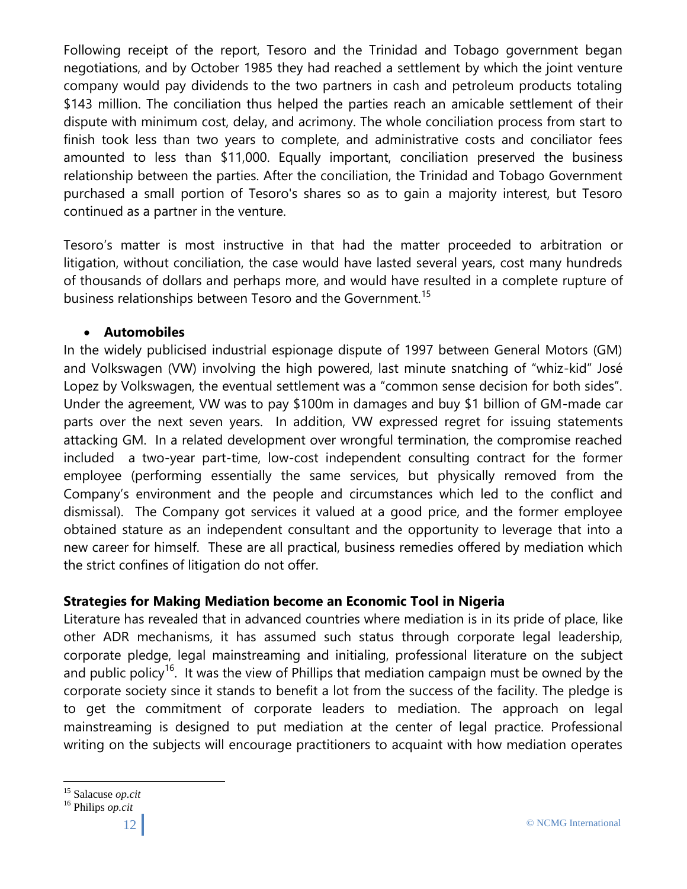Following receipt of the report, Tesoro and the Trinidad and Tobago government began negotiations, and by October 1985 they had reached a settlement by which the joint venture company would pay dividends to the two partners in cash and petroleum products totaling $143 million. The conciliation thus helped the parties reach an amicable settlement of their dispute with minimum cost, delay, and acrimony. The whole conciliation process from start to finish took less than two years to complete, and administrative costs and conciliator fees amounted to less than $11,000. Equally important, conciliation preserved the business relationship between the parties. After the conciliation, the Trinidad and Tobago Government purchased a small portion of Tesoro's shares so as to gain a majority interest, but Tesoro continued as a partner in the venture.

Tesoro's matter is most instructive in that had the matter proceeded to arbitration or litigation, without conciliation, the case would have lasted several years, cost many hundreds of thousands of dollars and perhaps more, and would have resulted in a complete rupture of business relationships between Tesoro and the Government.[15]

- **Automobiles**

In the widely publicised industrial espionage dispute of 1997 between General Motors (GM) and Volkswagen (VW) involving the high powered, last minute snatching of "whiz-kid" José Lopez by Volkswagen, the eventual settlement was a "common sense decision for both sides". Under the agreement, VW was to pay $100m in damages and buy $1 billion of GM-made car parts over the next seven years. In addition, VW expressed regret for issuing statements attacking GM. In a related development over wrongful termination, the compromise reached included a two-year part-time, low-cost independent consulting contract for the former employee (performing essentially the same services, but physically removed from the Company's environment and the people and circumstances which led to the conflict and dismissal). The Company got services it valued at a good price, and the former employee obtained stature as an independent consultant and the opportunity to leverage that into a new career for himself. These are all practical, business remedies offered by mediation which the strict confines of litigation do not offer.

### Strategies for Making Mediation become an Economic Tool in Nigeria

Literature has revealed that in advanced countries where mediation is in its pride of place, like other ADR mechanisms, it has assumed such status through corporate legal leadership, corporate pledge, legal mainstreaming and initialing, professional literature on the subject and public policy[16]. It was the view of Phillips that mediation campaign must be owned by the corporate society since it stands to benefit a lot from the success of the facility. The pledge is to get the commitment of corporate leaders to mediation. The approach on legal mainstreaming is designed to put mediation at the center of legal practice. Professional writing on the subjects will encourage practitioners to acquaint with how mediation operates

[15] Salacuse *op.cit*

[16] Philips *op.cit*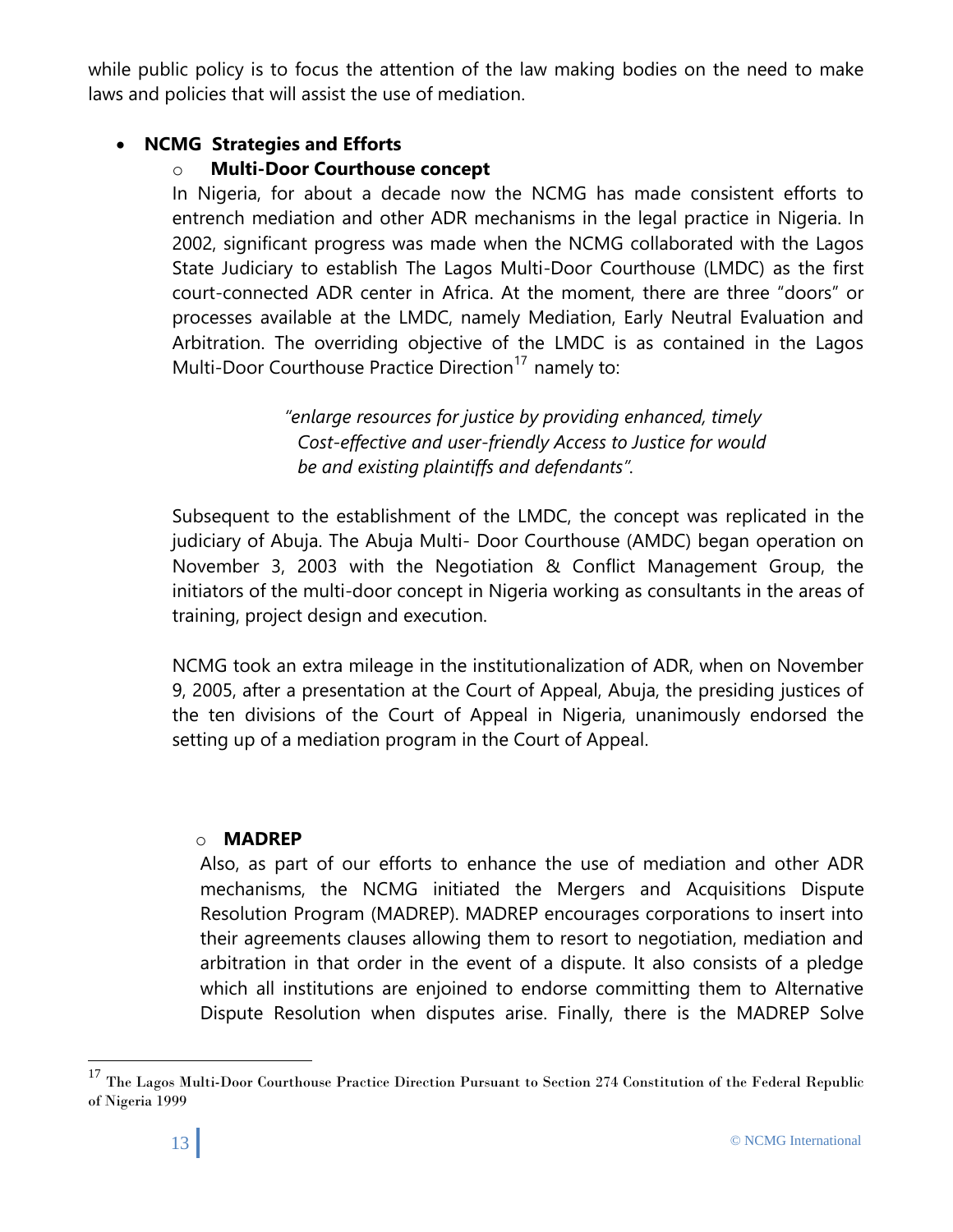while public policy is to focus the attention of the law making bodies on the need to make laws and policies that will assist the use of mediation.

- **NCMG Strategies and Efforts**
  - **Multi-Door Courthouse concept**

    In Nigeria, for about a decade now the NCMG has made consistent efforts to entrench mediation and other ADR mechanisms in the legal practice in Nigeria. In 2002, significant progress was made when the NCMG collaborated with the Lagos State Judiciary to establish The Lagos Multi-Door Courthouse (LMDC) as the first court-connected ADR center in Africa. At the moment, there are three "doors" or processes available at the LMDC, namely Mediation, Early Neutral Evaluation and Arbitration. The overriding objective of the LMDC is as contained in the Lagos Multi-Door Courthouse Practice Direction[17] namely to:

    > *"enlarge resources for justice by providing enhanced, timely Cost-effective and user-friendly Access to Justice for would be and existing plaintiffs and defendants".*

    Subsequent to the establishment of the LMDC, the concept was replicated in the judiciary of Abuja. The Abuja Multi- Door Courthouse (AMDC) began operation on November 3, 2003 with the Negotiation & Conflict Management Group, the initiators of the multi-door concept in Nigeria working as consultants in the areas of training, project design and execution.

    NCMG took an extra mileage in the institutionalization of ADR, when on November 9, 2005, after a presentation at the Court of Appeal, Abuja, the presiding justices of the ten divisions of the Court of Appeal in Nigeria, unanimously endorsed the setting up of a mediation program in the Court of Appeal.

  - **MADREP**

    Also, as part of our efforts to enhance the use of mediation and other ADR mechanisms, the NCMG initiated the Mergers and Acquisitions Dispute Resolution Program (MADREP). MADREP encourages corporations to insert into their agreements clauses allowing them to resort to negotiation, mediation and arbitration in that order in the event of a dispute. It also consists of a pledge which all institutions are enjoined to endorse committing them to Alternative Dispute Resolution when disputes arise. Finally, there is the MADREP Solve

---

[17] The Lagos Multi-Door Courthouse Practice Direction Pursuant to Section 274 Constitution of the Federal Republic of Nigeria 1999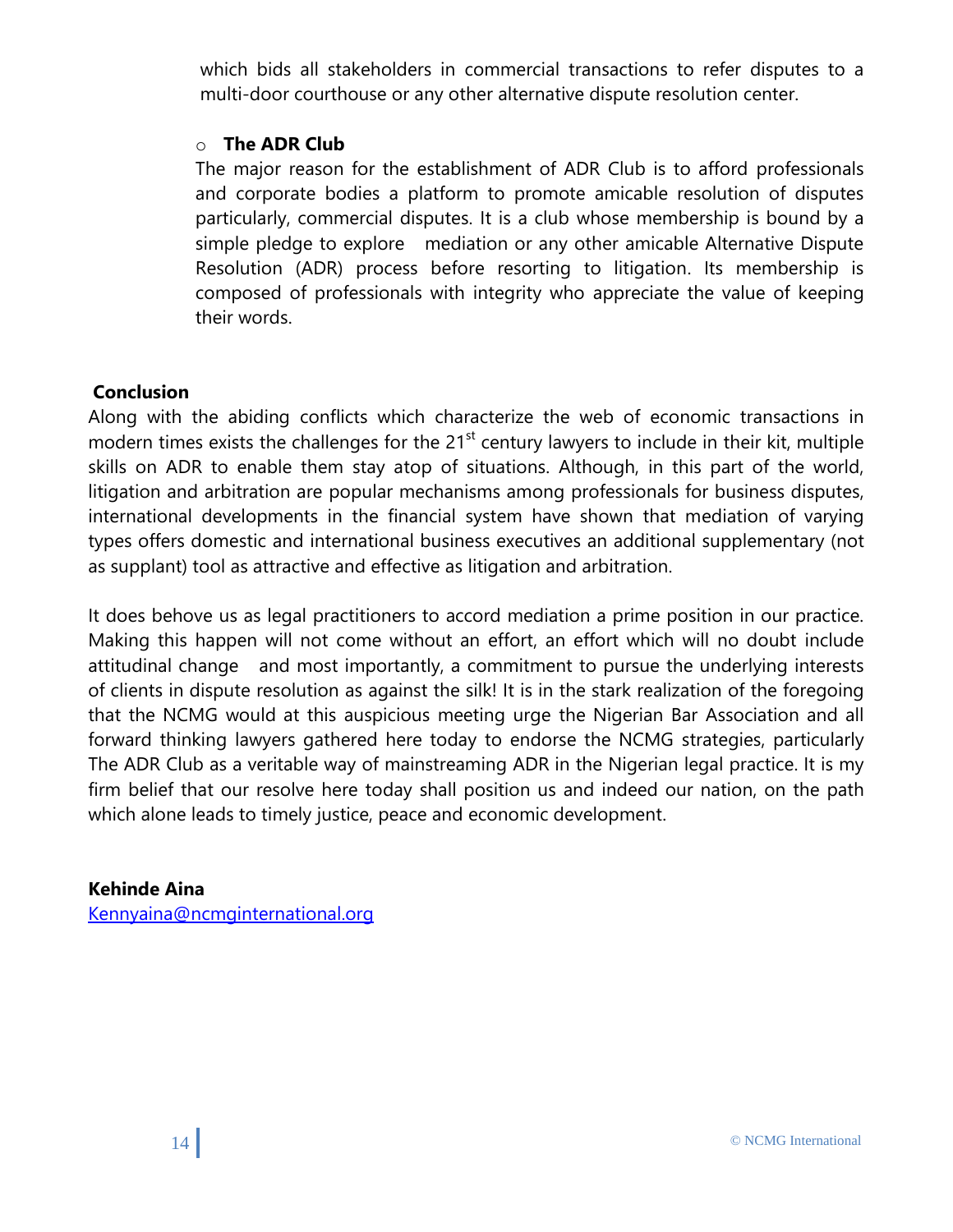which bids all stakeholders in commercial transactions to refer disputes to a multi-door courthouse or any other alternative dispute resolution center.

- **The ADR Club**

  The major reason for the establishment of ADR Club is to afford professionals and corporate bodies a platform to promote amicable resolution of disputes particularly, commercial disputes. It is a club whose membership is bound by a simple pledge to explore mediation or any other amicable Alternative Dispute Resolution (ADR) process before resorting to litigation. Its membership is composed of professionals with integrity who appreciate the value of keeping their words.

**Conclusion**

Along with the abiding conflicts which characterize the web of economic transactions in modern times exists the challenges for the 21st century lawyers to include in their kit, multiple skills on ADR to enable them stay atop of situations. Although, in this part of the world, litigation and arbitration are popular mechanisms among professionals for business disputes, international developments in the financial system have shown that mediation of varying types offers domestic and international business executives an additional supplementary (not as supplant) tool as attractive and effective as litigation and arbitration.

It does behove us as legal practitioners to accord mediation a prime position in our practice. Making this happen will not come without an effort, an effort which will no doubt include attitudinal change and most importantly, a commitment to pursue the underlying interests of clients in dispute resolution as against the silk! It is in the stark realization of the foregoing that the NCMG would at this auspicious meeting urge the Nigerian Bar Association and all forward thinking lawyers gathered here today to endorse the NCMG strategies, particularly The ADR Club as a veritable way of mainstreaming ADR in the Nigerian legal practice. It is my firm belief that our resolve here today shall position us and indeed our nation, on the path which alone leads to timely justice, peace and economic development.

**Kehinde Aina**
Kennyaina@ncmginternational.org